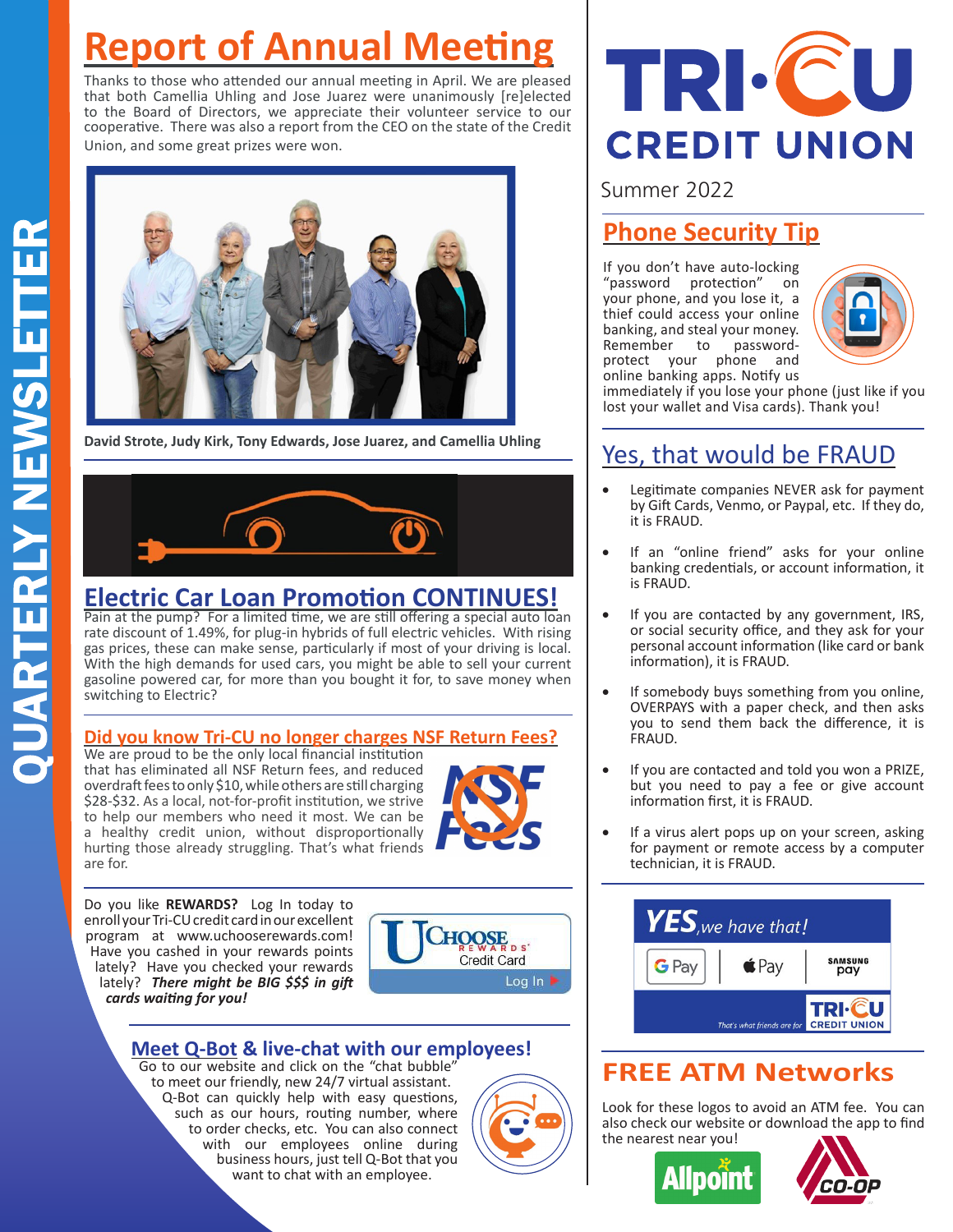# QUARTERLY NEWSLETTER

# TRI-CU CREDIT UNION

Summer 2022

## Report of Annual Meeting

Thanks to those who attended our annual meeting in April. We are pleased that both Camellia Uhling and Jose Juarez were unanimously [re]elected to the Board of Directors, we appreciate their volunteer service to our cooperative. There was also a report from the CEO on the state of the Credit Union, and some great prizes were won.

**David Strote, Judy Kirk, Tony Edwards, Jose Juarez, and Camellia Uhling**

## Electric Car Loan Promotion CONTINUES!

Pain at the pump? For a limited time, we are still offering a special auto loan rate discount of 1.49%, for plug-in hybrids of full electric vehicles. With rising gas prices, these can make sense, particularly if most of your driving is local. With the high demands for used cars, you might be able to sell your current gasoline powered car, for more than you bought it for, to save money when switching to Electric?

## Did you know Tri-CU no longer charges NSF Return Fees?

We are proud to be the only local financial institution that has eliminated all NSF Return fees, and reduced overdraft fees to only $10, while others are still charging $28-$32. As a local, not-for-profit institution, we strive to help our members who need it most. We can be a healthy credit union, without disproportionally hurting those already struggling. That's what friends are for.

Do you like **REWARDS?** Log In today to enroll your Tri-CU credit card in our excellent program at www.uchooserewards.com! Have you cashed in your rewards points lately? Have you checked your rewards lately? ***There might be BIG $$$ in gift cards waiting for you!***

UChoose Rewards Credit Card — Log In

## Meet Q-Bot & live-chat with our employees!

Go to our website and click on the "chat bubble" to meet our friendly, new 24/7 virtual assistant. Q-Bot can quickly help with easy questions, such as our hours, routing number, where to order checks, etc. You can also connect with our employees online during business hours, just tell Q-Bot that you want to chat with an employee.

## Phone Security Tip

If you don't have auto-locking "password protection" on your phone, and you lose it, a thief could access your online banking, and steal your money. Remember to password-protect your phone and online banking apps. Notify us immediately if you lose your phone (just like if you lost your wallet and Visa cards). Thank you!

## Yes, that would be FRAUD

- Legitimate companies NEVER ask for payment by Gift Cards, Venmo, or Paypal, etc. If they do, it is FRAUD.
- If an "online friend" asks for your online banking credentials, or account information, it is FRAUD.
- If you are contacted by any government, IRS, or social security office, and they ask for your personal account information (like card or bank information), it is FRAUD.
- If somebody buys something from you online, OVERPAYS with a paper check, and then asks you to send them back the difference, it is FRAUD.
- If you are contacted and told you won a PRIZE, but you need to pay a fee or give account information first, it is FRAUD.
- If a virus alert pops up on your screen, asking for payment or remote access by a computer technician, it is FRAUD.

***YES**, we have that!*

G Pay | Apple Pay | Samsung Pay

That's what friends are for — TRI-CU CREDIT UNION

## FREE ATM Networks

Look for these logos to avoid an ATM fee. You can also check our website or download the app to find the nearest near you!

Allpoint — CO-OP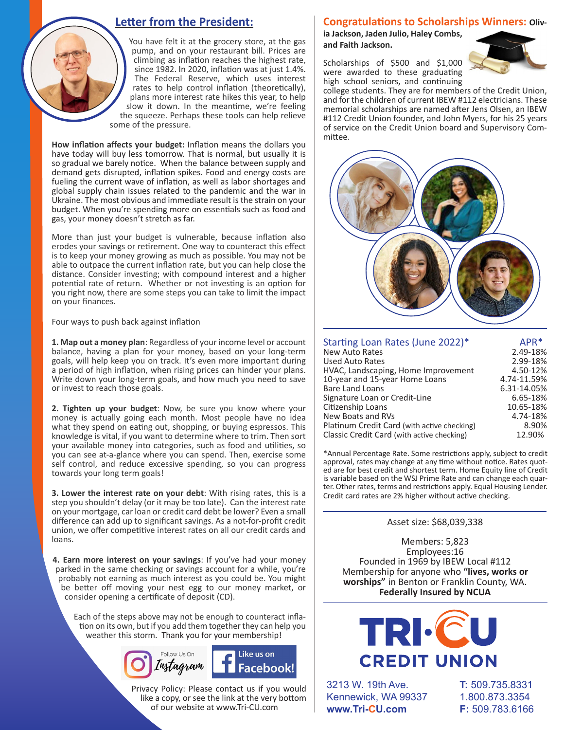## Letter from the President:

You have felt it at the grocery store, at the gas pump, and on your restaurant bill. Prices are climbing as inflation reaches the highest rate, since 1982. In 2020, inflation was at just 1.4%. The Federal Reserve, which uses interest rates to help control inflation (theoretically), plans more interest rate hikes this year, to help slow it down. In the meantime, we're feeling the squeeze. Perhaps these tools can help relieve some of the pressure.

**How inflation affects your budget:** Inflation means the dollars you have today will buy less tomorrow. That is normal, but usually it is so gradual we barely notice. When the balance between supply and demand gets disrupted, inflation spikes. Food and energy costs are fueling the current wave of inflation, as well as labor shortages and global supply chain issues related to the pandemic and the war in Ukraine. The most obvious and immediate result is the strain on your budget. When you're spending more on essentials such as food and gas, your money doesn't stretch as far.

More than just your budget is vulnerable, because inflation also erodes your savings or retirement. One way to counteract this effect is to keep your money growing as much as possible. You may not be able to outpace the current inflation rate, but you can help close the distance. Consider investing; with compound interest and a higher potential rate of return. Whether or not investing is an option for you right now, there are some steps you can take to limit the impact on your finances.

Four ways to push back against inflation

**1. Map out a money plan**: Regardless of your income level or account balance, having a plan for your money, based on your long-term goals, will help keep you on track. It's even more important during a period of high inflation, when rising prices can hinder your plans. Write down your long-term goals, and how much you need to save or invest to reach those goals.

**2. Tighten up your budget**: Now, be sure you know where your money is actually going each month. Most people have no idea what they spend on eating out, shopping, or buying espressos. This knowledge is vital, if you want to determine where to trim. Then sort your available money into categories, such as food and utilities, so you can see at-a-glance where you can spend. Then, exercise some self control, and reduce excessive spending, so you can progress towards your long term goals!

**3. Lower the interest rate on your debt**: With rising rates, this is a step you shouldn't delay (or it may be too late). Can the interest rate on your mortgage, car loan or credit card debt be lower? Even a small difference can add up to significant savings. As a not-for-profit credit union, we offer competitive interest rates on all our credit cards and loans.

**4. Earn more interest on your savings**: If you've had your money parked in the same checking or savings account for a while, you're probably not earning as much interest as you could be. You might be better off moving your nest egg to our money market, or consider opening a certificate of deposit (CD).

Each of the steps above may not be enough to counteract inflation on its own, but if you add them together they can help you weather this storm. Thank you for your membership!

Follow Us On Instagram

Like us on Facebook!

Privacy Policy: Please contact us if you would like a copy, or see the link at the very bottom of our website at www.Tri-CU.com

## Congratulations to Scholarships Winners: Olivia Jackson, Jaden Julio, Haley Combs, and Faith Jackson.

Scholarships of $500 and $1,000 were awarded to these graduating high school seniors, and continuing college students. They are for members of the Credit Union, and for the children of current IBEW #112 electricians. These memorial scholarships are named after Jens Olsen, an IBEW #112 Credit Union founder, and John Myers, for his 25 years of service on the Credit Union board and Supervisory Committee.

| Starting Loan Rates (June 2022)* | APR* |
|---|---|
| New Auto Rates | 2.49-18% |
| Used Auto Rates | 2.99-18% |
| HVAC, Landscaping, Home Improvement | 4.50-12% |
| 10-year and 15-year Home Loans | 4.74-11.59% |
| Bare Land Loans | 6.31-14.05% |
| Signature Loan or Credit-Line | 6.65-18% |
| Citizenship Loans | 10.65-18% |
| New Boats and RVs | 4.74-18% |
| Platinum Credit Card (with active checking) | 8.90% |
| Classic Credit Card (with active checking) | 12.90% |

*Annual Percentage Rate. Some restrictions apply, subject to credit approval, rates may change at any time without notice. Rates quoted are for best credit and shortest term. Home Equity line of Credit is variable based on the WSJ Prime Rate and can change each quarter. Other rates, terms and restrictions apply. Equal Housing Lender. Credit card rates are 2% higher without active checking.

Asset size: $68,039,338

Members: 5,823
Employees:16
Founded in 1969 by IBEW Local #112
Membership for anyone who **"lives, works or worships"** in Benton or Franklin County, WA.
**Federally Insured by NCUA**

**TRI·CU CREDIT UNION**

3213 W. 19th Ave.
Kennewick, WA 99337
**www.Tri-CU.com**

**T:** 509.735.8331
1.800.873.3354
**F:** 509.783.6166